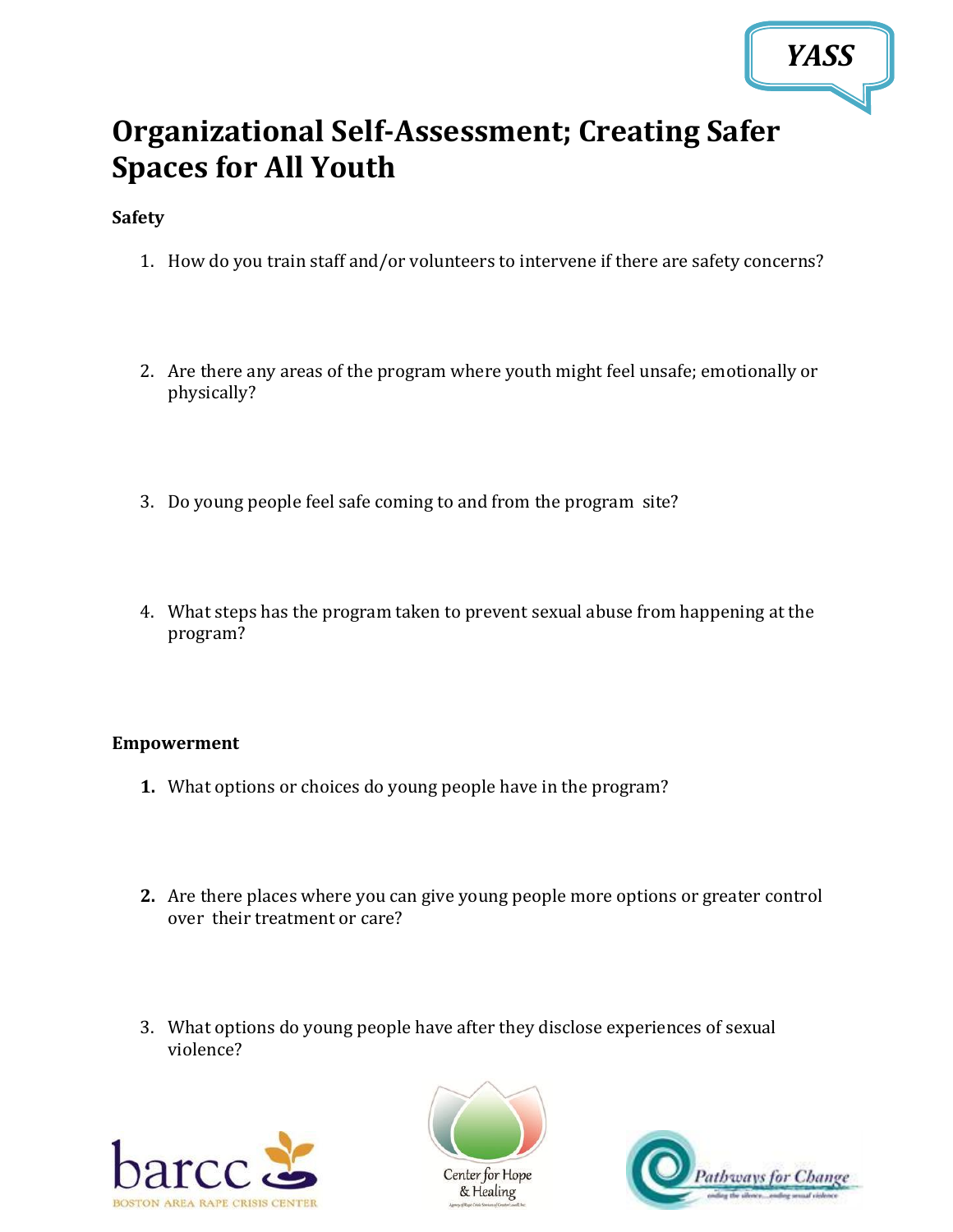YASS

# Organizational Self-Assessment; Creating Safer Spaces for All Youth

**Safety**

1. How do you train staff and/or volunteers to intervene if there are safety concerns?

2. Are there any areas of the program where youth might feel unsafe; emotionally or physically?

3. Do young people feel safe coming to and from the program site?

4. What steps has the program taken to prevent sexual abuse from happening at the program?

**Empowerment**

1. What options or choices do young people have in the program?

2. Are there places where you can give young people more options or greater control over their treatment or care?

3. What options do young people have after they disclose experiences of sexual violence?

barcc BOSTON AREA RAPE CRISIS CENTER

Center for Hope & Healing

Pathways for Change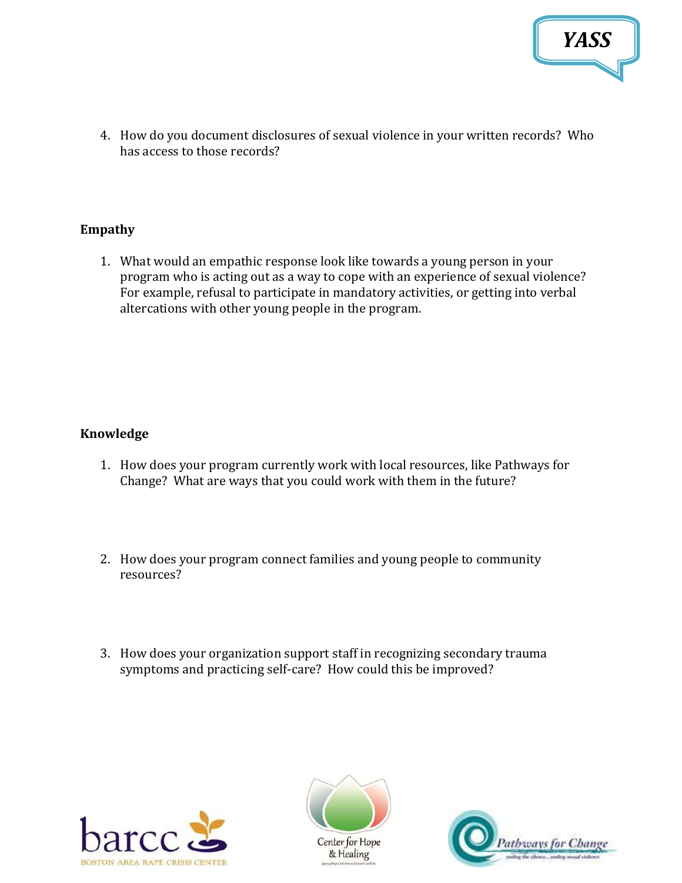4. How do you document disclosures of sexual violence in your written records? Who has access to those records?

**Empathy**

1. What would an empathic response look like towards a young person in your program who is acting out as a way to cope with an experience of sexual violence? For example, refusal to participate in mandatory activities, or getting into verbal altercations with other young people in the program.

**Knowledge**

1. How does your program currently work with local resources, like Pathways for Change? What are ways that you could work with them in the future?

2. How does your program connect families and young people to community resources?

3. How does your organization support staff in recognizing secondary trauma symptoms and practicing self-care? How could this be improved?